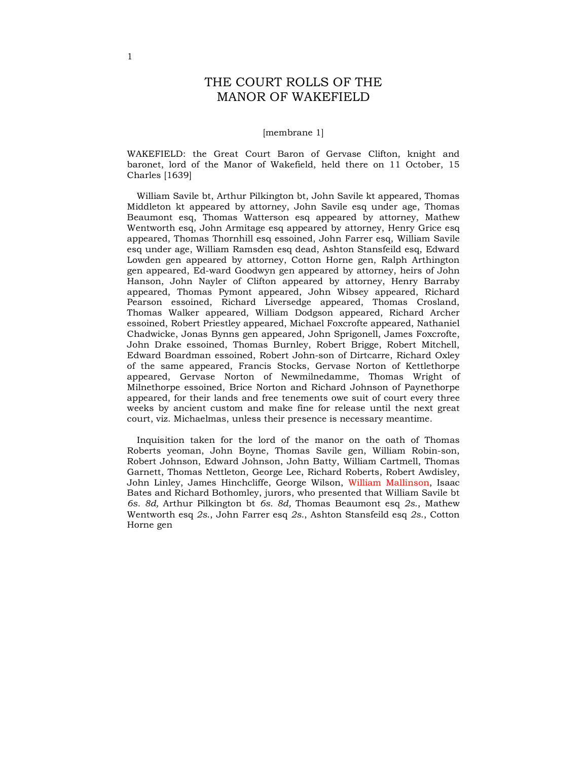# THE COURT ROLLS OF THE MANOR OF WAKEFIELD

[membrane 1]

WAKEFIELD: the Great Court Baron of Gervase Clifton, knight and baronet, lord of the Manor of Wakefield, held there on 11 October, 15 Charles [1639]

William Savile bt, Arthur Pilkington bt, John Savile kt appeared, Thomas Middleton kt appeared by attorney, John Savile esq under age, Thomas Beaumont esq, Thomas Watterson esq appeared by attorney, Mathew Wentworth esq, John Armitage esq appeared by attorney, Henry Grice esq appeared, Thomas Thornhill esq essoined, John Farrer esq, William Savile esq under age, William Ramsden esq dead, Ashton Stansfeild esq, Edward Lowden gen appeared by attorney, Cotton Horne gen, Ralph Arthington gen appeared, Ed-ward Goodwyn gen appeared by attorney, heirs of John Hanson, John Nayler of Clifton appeared by attorney, Henry Barraby appeared, Thomas Pymont appeared, John Wibsey appeared, Richard Pearson essoined, Richard Liversedge appeared, Thomas Crosland, Thomas Walker appeared, William Dodgson appeared, Richard Archer essoined, Robert Priestley appeared, Michael Foxcrofte appeared, Nathaniel Chadwicke, Jonas Bynns gen appeared, John Sprigonell, James Foxcrofte, John Drake essoined, Thomas Burnley, Robert Brigge, Robert Mitchell, Edward Boardman essoined, Robert John-son of Dirtcarre, Richard Oxley of the same appeared, Francis Stocks, Gervase Norton of Kettlethorpe appeared, Gervase Norton of Newmilnedamme, Thomas Wright of Milnethorpe essoined, Brice Norton and Richard Johnson of Paynethorpe appeared, for their lands and free tenements owe suit of court every three weeks by ancient custom and make fine for release until the next great court, viz. Michaelmas, unless their presence is necessary meantime.

Inquisition taken for the lord of the manor on the oath of Thomas Roberts yeoman, John Boyne, Thomas Savile gen, William Robin-son, Robert Johnson, Edward Johnson, John Batty, William Cartmell, Thomas Garnett, Thomas Nettleton, George Lee, Richard Roberts, Robert Awdisley, John Linley, James Hinchcliffe, George Wilson, William Mallinson, Isaac Bates and Richard Bothomley, jurors, who presented that William Savile bt *6s. 8d,* Arthur Pilkington bt *6s. 8d,* Thomas Beaumont esq *2s.*, Mathew Wentworth esq *2s.*, John Farrer esq *2s.*, Ashton Stansfeild esq *2s.*, Cotton Horne gen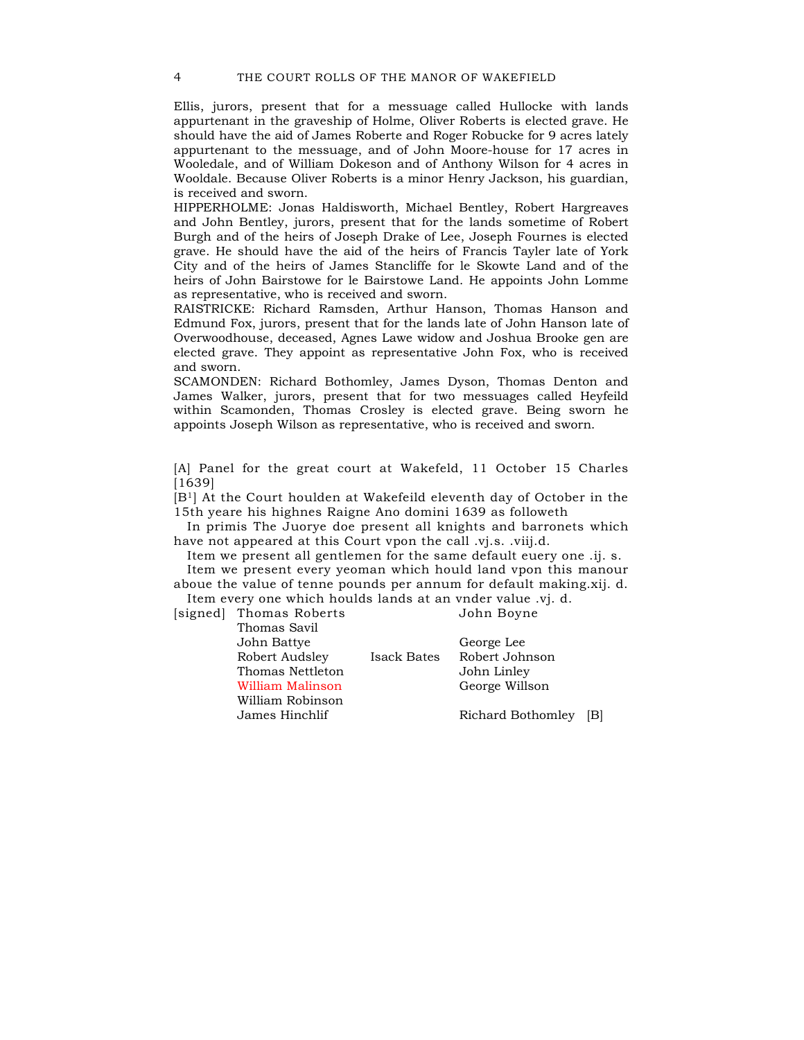Ellis, jurors, present that for a messuage called Hullocke with lands appurtenant in the graveship of Holme, Oliver Roberts is elected grave. He should have the aid of James Roberte and Roger Robucke for 9 acres lately appurtenant to the messuage, and of John Moore-house for 17 acres in Wooledale, and of William Dokeson and of Anthony Wilson for 4 acres in Wooldale. Because Oliver Roberts is a minor Henry Jackson, his guardian, is received and sworn.

HIPPERHOLME: Jonas Haldisworth, Michael Bentley, Robert Hargreaves and John Bentley, jurors, present that for the lands sometime of Robert Burgh and of the heirs of Joseph Drake of Lee, Joseph Fournes is elected grave. He should have the aid of the heirs of Francis Tayler late of York City and of the heirs of James Stancliffe for le Skowte Land and of the heirs of John Bairstowe for le Bairstowe Land. He appoints John Lomme as representative, who is received and sworn.

RAISTRICKE: Richard Ramsden, Arthur Hanson, Thomas Hanson and Edmund Fox, jurors, present that for the lands late of John Hanson late of Overwoodhouse, deceased, Agnes Lawe widow and Joshua Brooke gen are elected grave. They appoint as representative John Fox, who is received and sworn.

SCAMONDEN: Richard Bothomley, James Dyson, Thomas Denton and James Walker, jurors, present that for two messuages called Heyfeild within Scamonden, Thomas Crosley is elected grave. Being sworn he appoints Joseph Wilson as representative, who is received and sworn.

[A] Panel for the great court at Wakefeld, 11 October 15 Charles [1639]

[B[1]] At the Court houlden at Wakefeild eleventh day of October in the 15th yeare his highnes Raigne Ano domini 1639 as followeth

In primis The Juorye doe present all knights and barronets which have not appeared at this Court vpon the call .vj.s. .viij.d.

Item we present all gentlemen for the same default euery one .ij. s.

Item we present every yeoman which hould land vpon this manour aboue the value of tenne pounds per annum for default making.xij. d.

Item every one which houlds lands at an vnder value .vj. d.

[signed] Thomas Roberts — John Boyne
Thomas Savil
John Battye — George Lee
Robert Audsley — Isack Bates — Robert Johnson
Thomas Nettleton — John Linley
William Malinson — George Willson
William Robinson
James Hinchlif — Richard Bothomley [B]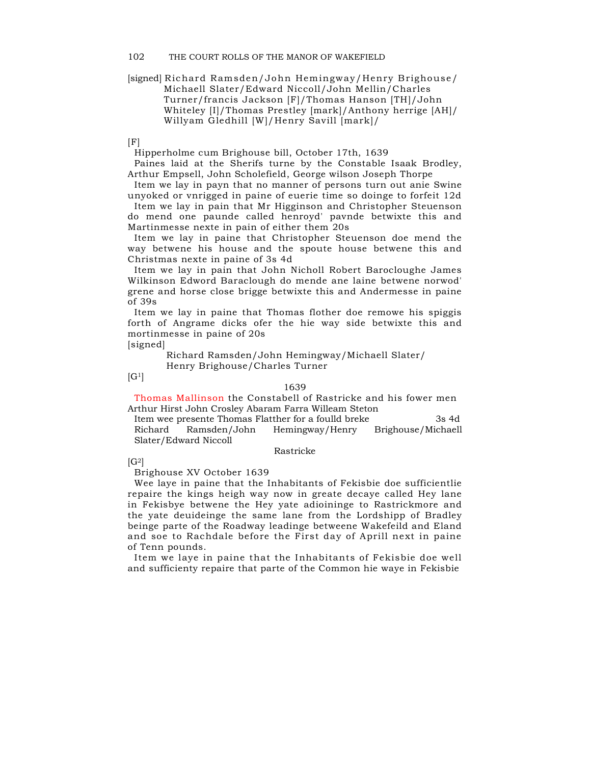[signed] Richard Ramsden/John Hemingway/Henry Brighouse/ Michaell Slater/Edward Niccoll/John Mellin/Charles Turner/francis Jackson [F]/Thomas Hanson [TH]/John Whiteley [I]/Thomas Prestley [mark]/Anthony herrige [AH]/ Willyam Gledhill [W]/Henry Savill [mark]/

[F]

Hipperholme cum Brighouse bill, October 17th, 1639

Paines laid at the Sherifs turne by the Constable Isaak Brodley, Arthur Empsell, John Scholefield, George wilson Joseph Thorpe

Item we lay in payn that no manner of persons turn out anie Swine unyoked or vnrigged in paine of euerie time so doinge to forfeit 12d

Item we lay in pain that Mr Higginson and Christopher Steuenson do mend one paunde called henroyd' pavnde betwixte this and Martinmesse nexte in pain of either them 20s

Item we lay in paine that Christopher Steuenson doe mend the way betwene his house and the spoute house betwene this and Christmas nexte in paine of 3s 4d

Item we lay in pain that John Nicholl Robert Barocloughe James Wilkinson Edword Baraclough do mende ane laine betwene norwod' grene and horse close brigge betwixte this and Andermesse in paine of 39s

Item we lay in paine that Thomas flother doe remowe his spiggis forth of Angrame dicks ofer the hie way side betwixte this and mortinmesse in paine of 20s

[signed]

Richard Ramsden/John Hemingway/Michaell Slater/ Henry Brighouse/Charles Turner

[G1]

1639

Thomas Mallinson the Constabell of Rastricke and his fower men Arthur Hirst John Crosley Abaram Farra Willeam Steton

Item wee presente Thomas Flatther for a foulld breke 3s 4d

Richard Ramsden/John Hemingway/Henry Brighouse/Michaell Slater/Edward Niccoll

Rastricke

[G2]

Brighouse XV October 1639

Wee laye in paine that the Inhabitants of Fekisbie doe sufficientlie repaire the kings heigh way now in greate decaye called Hey lane in Fekisbye betwene the Hey yate adioininge to Rastrickmore and the yate deuideinge the same lane from the Lordshipp of Bradley beinge parte of the Roadway leadinge betweene Wakefeild and Eland and soe to Rachdale before the First day of Aprill next in paine of Tenn pounds.

Item we laye in paine that the Inhabitants of Fekisbie doe well and sufficienty repaire that parte of the Common hie waye in Fekisbie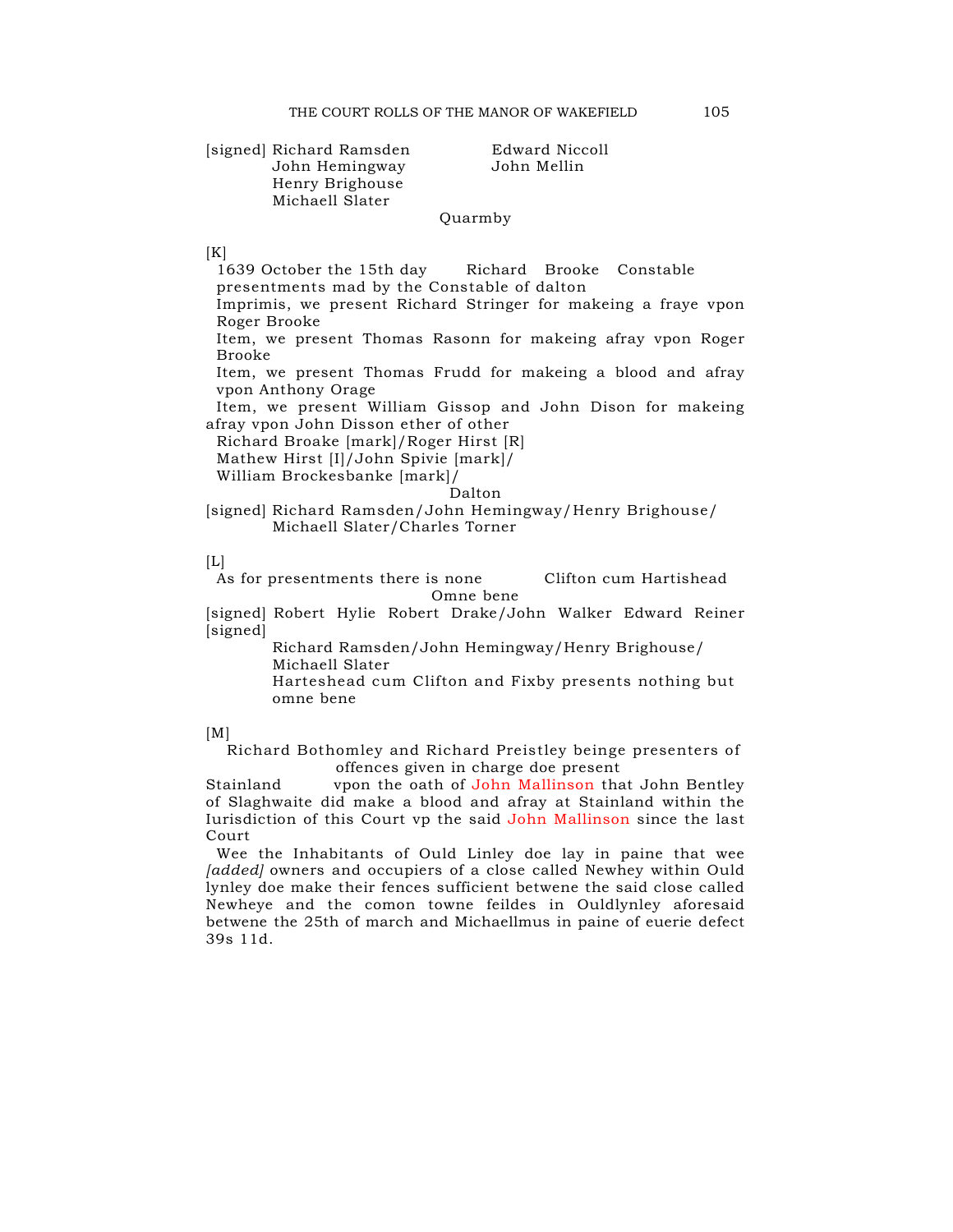[signed] Richard Ramsden  Edward Niccoll
John Hemingway  John Mellin
Henry Brighouse
Michaell Slater

Quarmby

[K]

1639 October the 15th day  Richard Brooke Constable
presentments mad by the Constable of dalton

Imprimis, we present Richard Stringer for makeing a fraye vpon Roger Brooke

Item, we present Thomas Rasonn for makeing afray vpon Roger Brooke

Item, we present Thomas Frudd for makeing a blood and afray vpon Anthony Orage

Item, we present William Gissop and John Dison for makeing afray vpon John Disson ether of other

Richard Broake [mark]/Roger Hirst [R]
Mathew Hirst [I]/John Spivie [mark]/
William Brockesbanke [mark]/

Dalton

[signed] Richard Ramsden/John Hemingway/Henry Brighouse/
Michaell Slater/Charles Torner

[L]

As for presentments there is none  Clifton cum Hartishead

Omne bene

[signed] Robert Hylie Robert Drake/John Walker Edward Reiner
[signed]
Richard Ramsden/John Hemingway/Henry Brighouse/
Michaell Slater
Harteshead cum Clifton and Fixby presents nothing but omne bene

[M]

Richard Bothomley and Richard Preistley beinge presenters of offences given in charge doe present

Stainland  vpon the oath of John Mallinson that John Bentley of Slaghwaite did make a blood and afray at Stainland within the Iurisdiction of this Court vp the said John Mallinson since the last Court

Wee the Inhabitants of Ould Linley doe lay in paine that wee *[added]* owners and occupiers of a close called Newhey within Ould lynley doe make their fences sufficient betwene the said close called Newheye and the comon towne feildes in Ouldlynley aforesaid betwene the 25th of march and Michaellmus in paine of euerie defect 39s 11d.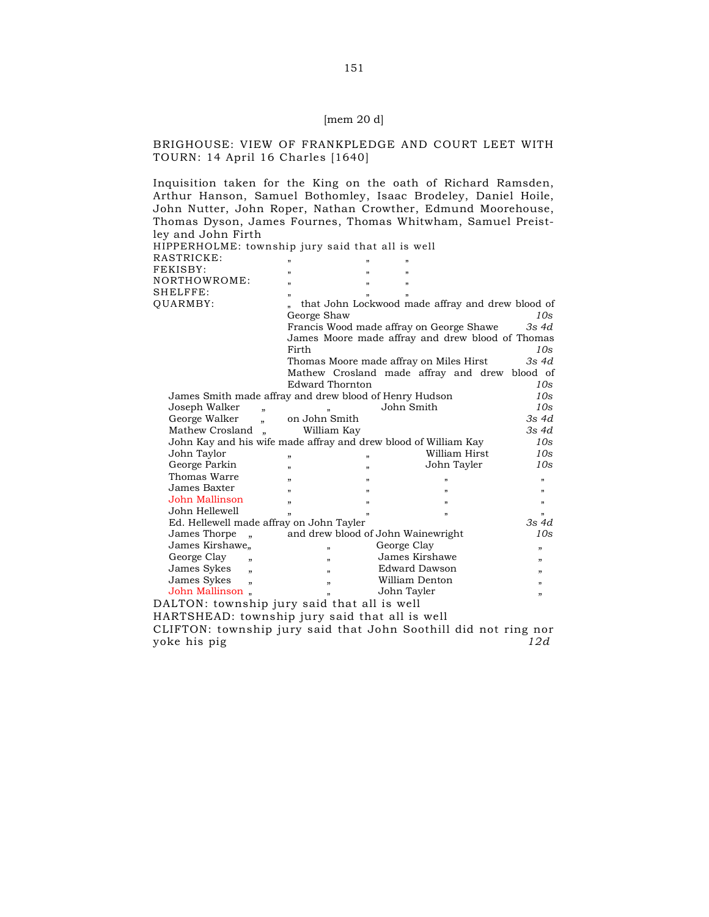[mem 20 d]

BRIGHOUSE: VIEW OF FRANKPLEDGE AND COURT LEET WITH TOURN: 14 April 16 Charles [1640]

Inquisition taken for the King on the oath of Richard Ramsden, Arthur Hanson, Samuel Bothomley, Isaac Brodeley, Daniel Hoile, John Nutter, John Roper, Nathan Crowther, Edmund Moorehouse, Thomas Dyson, James Fournes, Thomas Whitwham, Samuel Preistley and John Firth

HIPPERHOLME: township jury said that all is well

RASTRICKE: „ „ „

FEKISBY: „ „ „

NORTHOWROME: „ „ „

SHELFFE: „ „ „

QUARMBY: „ that John Lockwood made affray and drew blood of George Shaw *10s*

Francis Wood made affray on George Shawe *3s 4d*

James Moore made affray and drew blood of Thomas Firth *10s*

Thomas Moore made affray on Miles Hirst *3s 4d*

Mathew Crosland made affray and drew blood of Edward Thornton *10s*

James Smith made affray and drew blood of Henry Hudson *10s*

Joseph Walker „ „ John Smith *10s*

George Walker „ on John Smith *3s 4d*

Mathew Crosland „ William Kay *3s 4d*

John Kay and his wife made affray and drew blood of William Kay *10s*

John Taylor „ „ William Hirst *10s*

George Parkin „ „ John Tayler *10s*

Thomas Warre „ „ „ „

James Baxter „ „ „ „

John Mallinson „ „ „ „

John Hellewell „ „ „ „

Ed. Hellewell made affray on John Tayler *3s 4d*

James Thorpe „ and drew blood of John Wainewright *10s*

James Kirshawe „ „ George Clay „

George Clay „ „ James Kirshawe „

James Sykes „ „ Edward Dawson „

James Sykes „ „ William Denton „

John Mallinson „ „ John Tayler „

DALTON: township jury said that all is well

HARTSHEAD: township jury said that all is well

CLIFTON: township jury said that John Soothill did not ring nor yoke his pig *12d*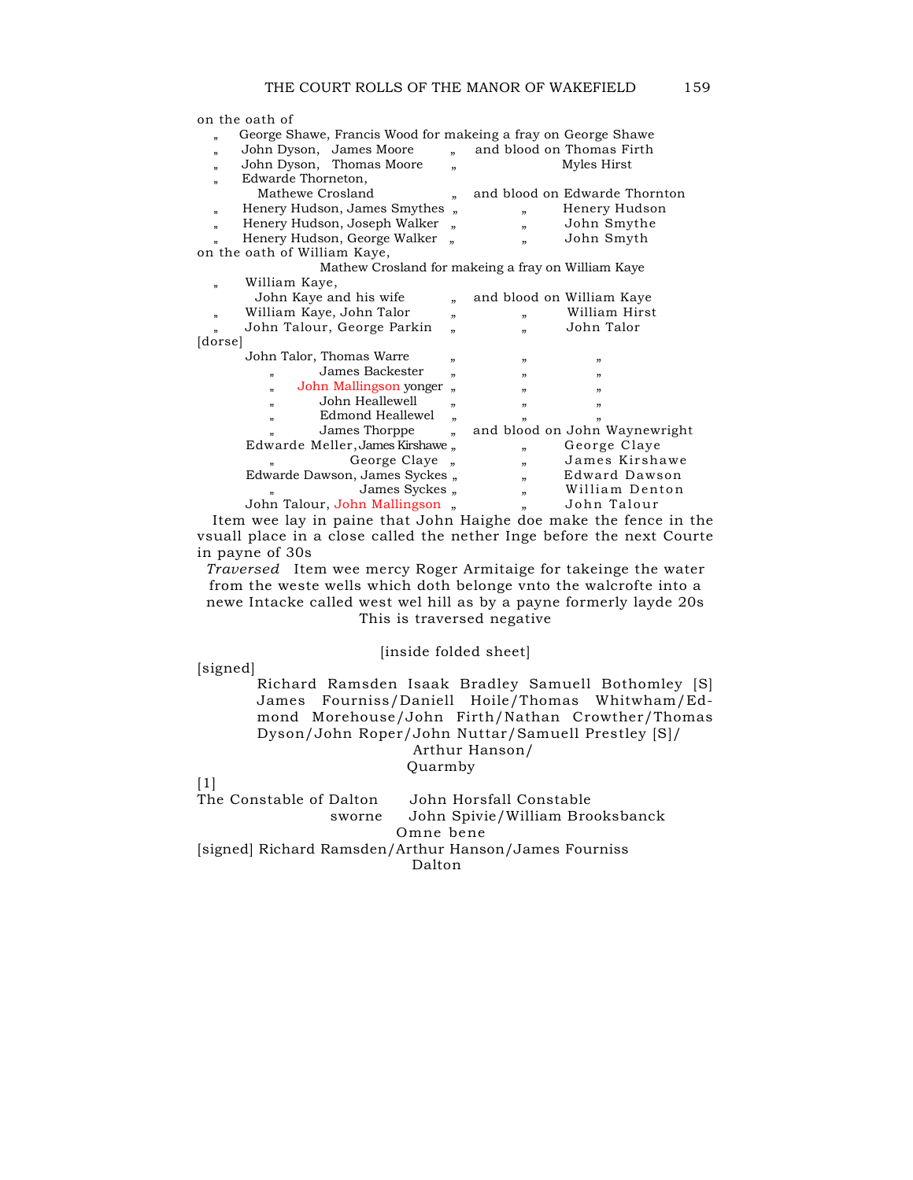on the oath of

| | | | |
|---|---|---|---|
| „ | George Shawe, Francis Wood for makeing a fray on George Shawe | | |
| „ | John Dyson, James Moore | „ and blood on | Thomas Firth |
| „ | John Dyson, Thomas Moore | „ | Myles Hirst |
| „ | Edwarde Thorneton, Mathewe Crosland | „ and blood on | Edwarde Thornton |
| „ | Henery Hudson, James Smythes | „ „ | Henery Hudson |
| „ | Henery Hudson, Joseph Walker | „ „ | John Smythe |
| „ | Henery Hudson, George Walker | „ „ | John Smyth |

on the oath of William Kaye,

Mathew Crosland for makeing a fray on William Kaye

| | | | |
|---|---|---|---|
| „ | William Kaye, John Kaye and his wife | „ and blood on | William Kaye |
| „ | William Kaye, John Talor | „ „ | William Hirst |
| „ | John Talour, George Parkin | „ „ | John Talor |

[dorse]

| | | | |
|---|---|---|---|
| | John Talor, Thomas Warre | „ „ | „ |
| „ | James Backester | „ „ | „ |
| „ | John Mallingson yonger | „ „ | „ |
| „ | John Heallewell | „ „ | „ |
| „ | Edmond Heallewel | „ „ | „ |
| „ | James Thorppe | „ and blood on | John Waynewright |
| | Edwarde Meller, James Kirshawe | „ „ | George Claye |
| „ | George Claye | „ „ | James Kirshawe |
| | Edwarde Dawson, James Syckes | „ „ | Edward Dawson |
| „ | James Syckes | „ „ | William Denton |
| | John Talour, John Mallingson | „ „ | John Talour |

Item wee lay in paine that John Haighe doe make the fence in the vsuall place in a close called the nether Inge before the next Courte in payne of 30s

*Traversed* Item wee mercy Roger Armitaige for takeinge the water from the weste wells which doth belonge vnto the walcrofte into a newe Intacke called west wel hill as by a payne formerly layde 20s
This is traversed negative

[inside folded sheet]

[signed]
Richard Ramsden Isaak Bradley Samuell Bothomley [S] James Fourniss/Daniell Hoile/Thomas Whitwham/Edmond Morehouse/John Firth/Nathan Crowther/Thomas Dyson/John Roper/John Nuttar/Samuell Prestley [S]/
Arthur Hanson/
Quarmby

[1]
The Constable of Dalton John Horsfall Constable
sworne John Spivie/William Brooksbanck
Omne bene
[signed] Richard Ramsden/Arthur Hanson/James Fourniss
Dalton